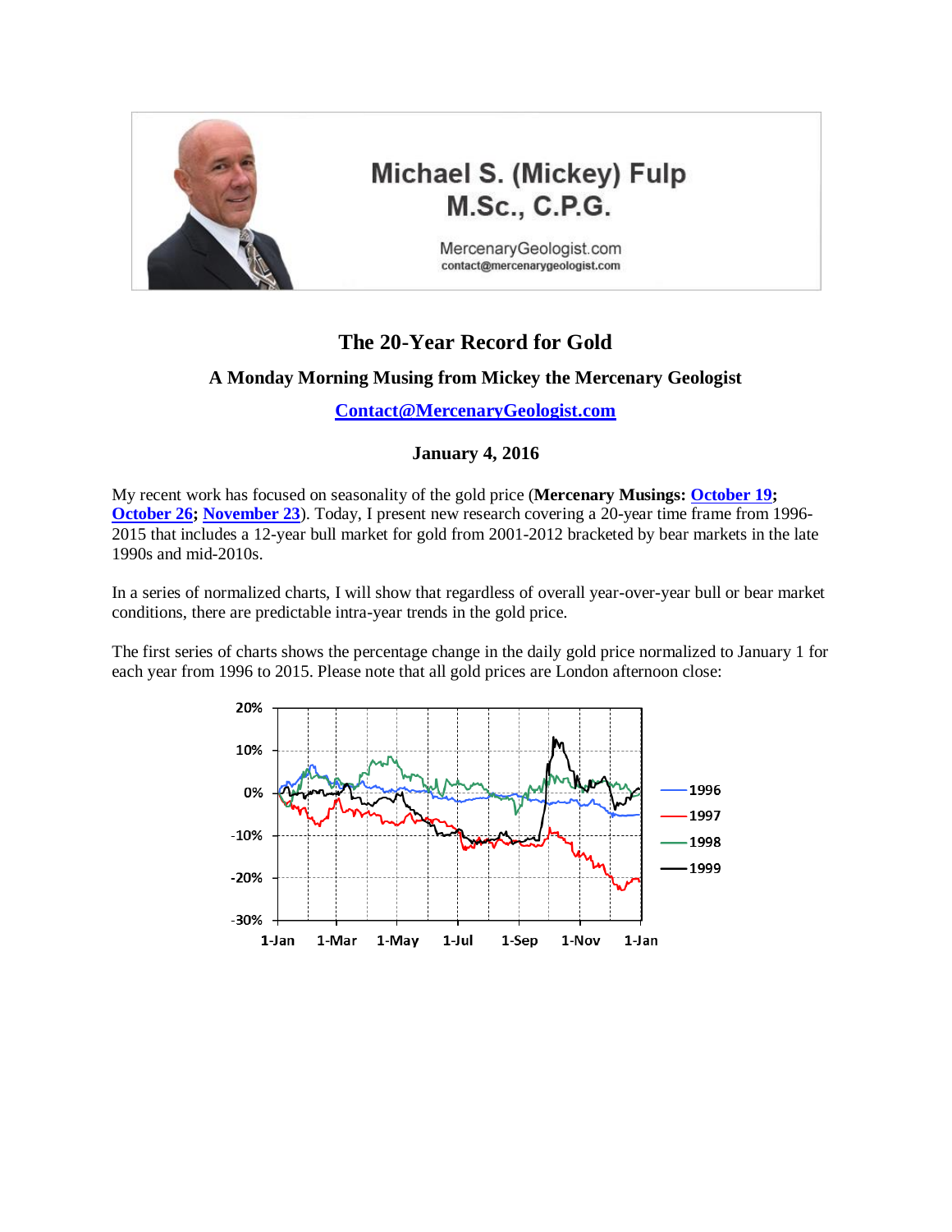Michael S. (Mickey) Fulp
M.Sc., C.P.G.

MercenaryGeologist.com
contact@mercenarygeologist.com

# The 20-Year Record for Gold

### A Monday Morning Musing from Mickey the Mercenary Geologist

**Contact@MercenaryGeologist.com**

**January 4, 2016**

My recent work has focused on seasonality of the gold price (**Mercenary Musings: October 19; October 26; November 23**). Today, I present new research covering a 20-year time frame from 1996-2015 that includes a 12-year bull market for gold from 2001-2012 bracketed by bear markets in the late 1990s and mid-2010s.

In a series of normalized charts, I will show that regardless of overall year-over-year bull or bear market conditions, there are predictable intra-year trends in the gold price.

The first series of charts shows the percentage change in the daily gold price normalized to January 1 for each year from 1996 to 2015. Please note that all gold prices are London afternoon close: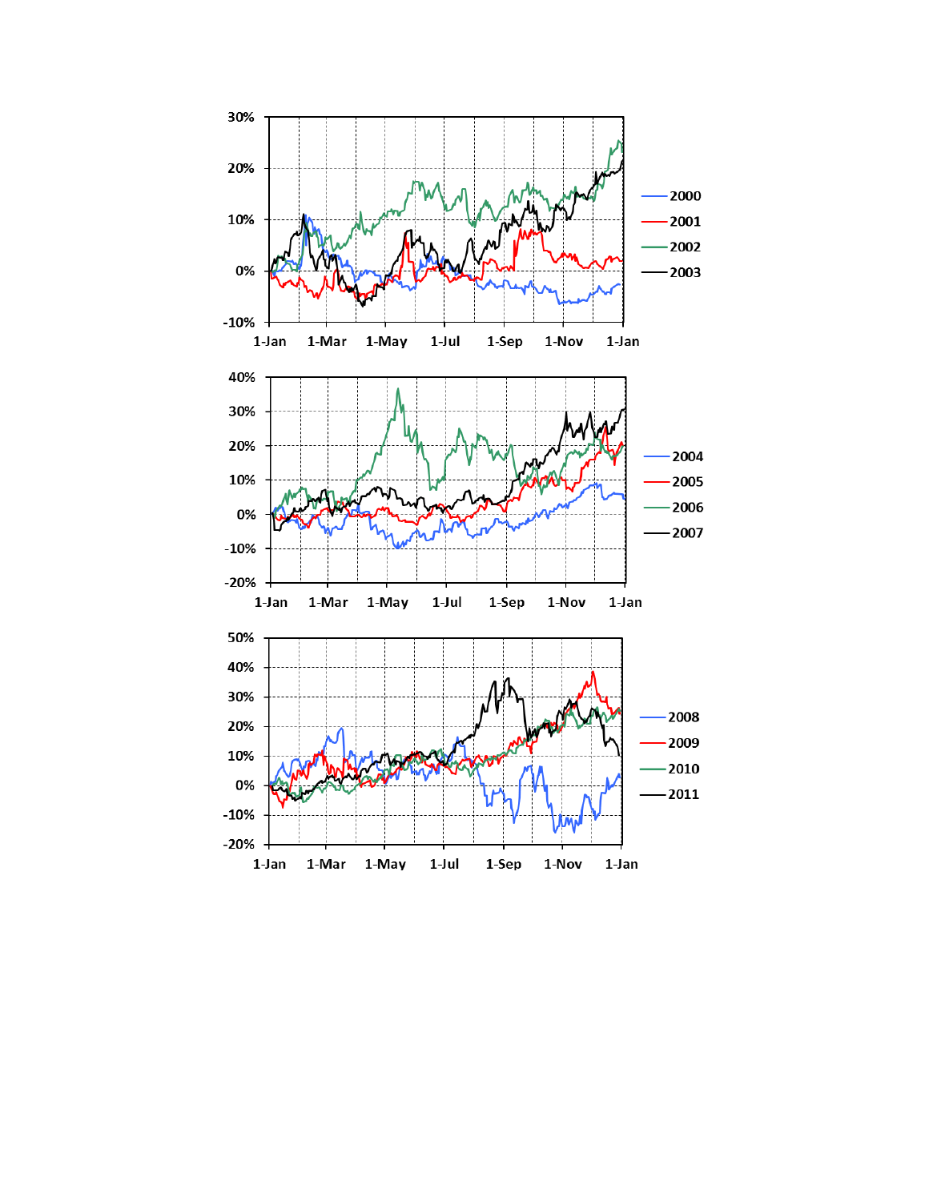30%
20%
10%
0%
-10%

1-Jan 1-Mar 1-May 1-Jul 1-Sep 1-Nov 1-Jan

2000
2001
2002
2003

40%
30%
20%
10%
0%
-10%
-20%

1-Jan 1-Mar 1-May 1-Jul 1-Sep 1-Nov 1-Jan

2004
2005
2006
2007

50%
40%
30%
20%
10%
0%
-10%
-20%

1-Jan 1-Mar 1-May 1-Jul 1-Sep 1-Nov 1-Jan

2008
2009
2010
2011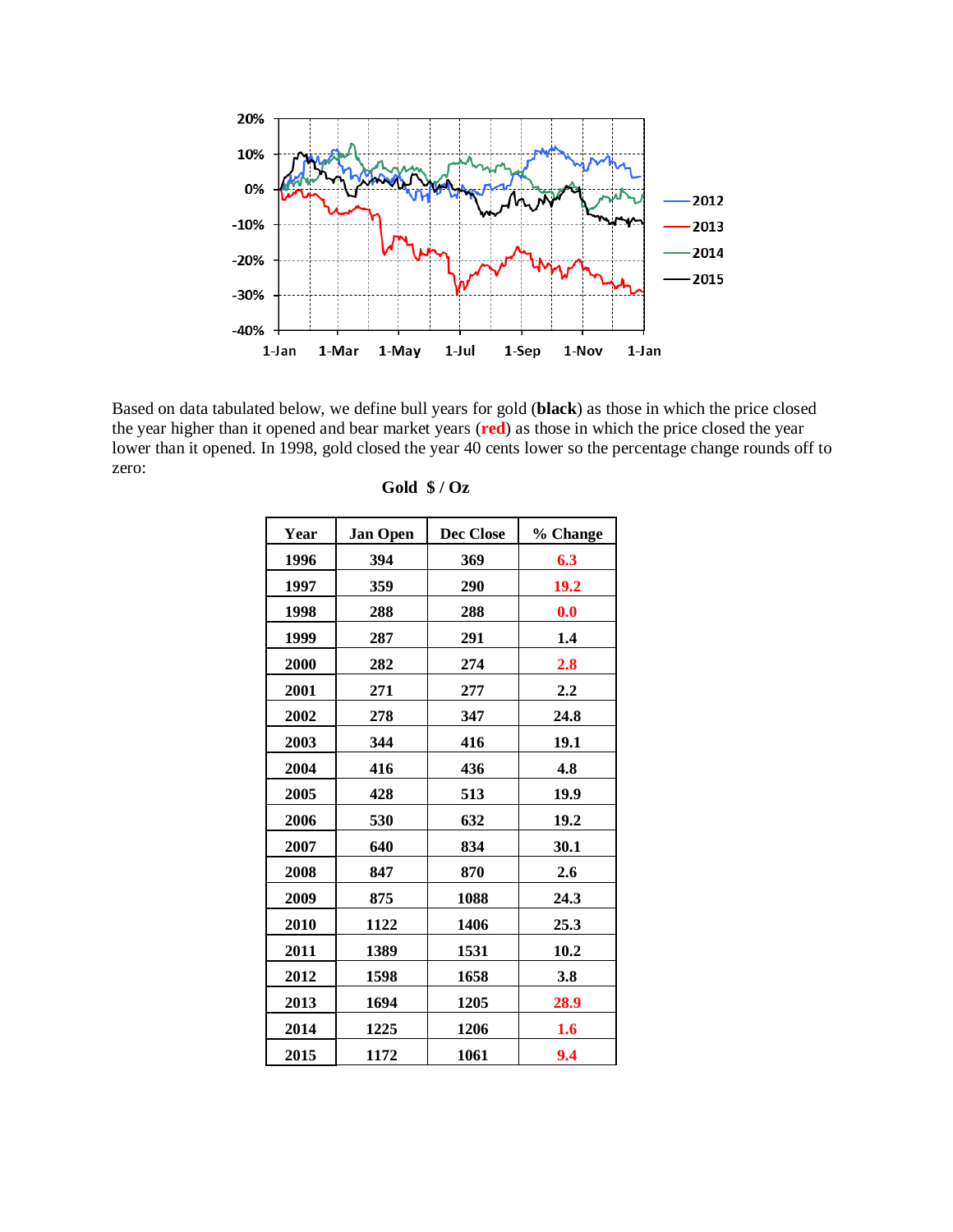Based on data tabulated below, we define bull years for gold (**black**) as those in which the price closed the year higher than it opened and bear market years (**red**) as those in which the price closed the year lower than it opened. In 1998, gold closed the year 40 cents lower so the percentage change rounds off to zero:

**Gold $ / Oz**

| Year | Jan Open | Dec Close | % Change |
|---|---|---|---|
| 1996 | 394 | 369 | 6.3 |
| 1997 | 359 | 290 | 19.2 |
| 1998 | 288 | 288 | 0.0 |
| 1999 | 287 | 291 | 1.4 |
| 2000 | 282 | 274 | 2.8 |
| 2001 | 271 | 277 | 2.2 |
| 2002 | 278 | 347 | 24.8 |
| 2003 | 344 | 416 | 19.1 |
| 2004 | 416 | 436 | 4.8 |
| 2005 | 428 | 513 | 19.9 |
| 2006 | 530 | 632 | 19.2 |
| 2007 | 640 | 834 | 30.1 |
| 2008 | 847 | 870 | 2.6 |
| 2009 | 875 | 1088 | 24.3 |
| 2010 | 1122 | 1406 | 25.3 |
| 2011 | 1389 | 1531 | 10.2 |
| 2012 | 1598 | 1658 | 3.8 |
| 2013 | 1694 | 1205 | 28.9 |
| 2014 | 1225 | 1206 | 1.6 |
| 2015 | 1172 | 1061 | 9.4 |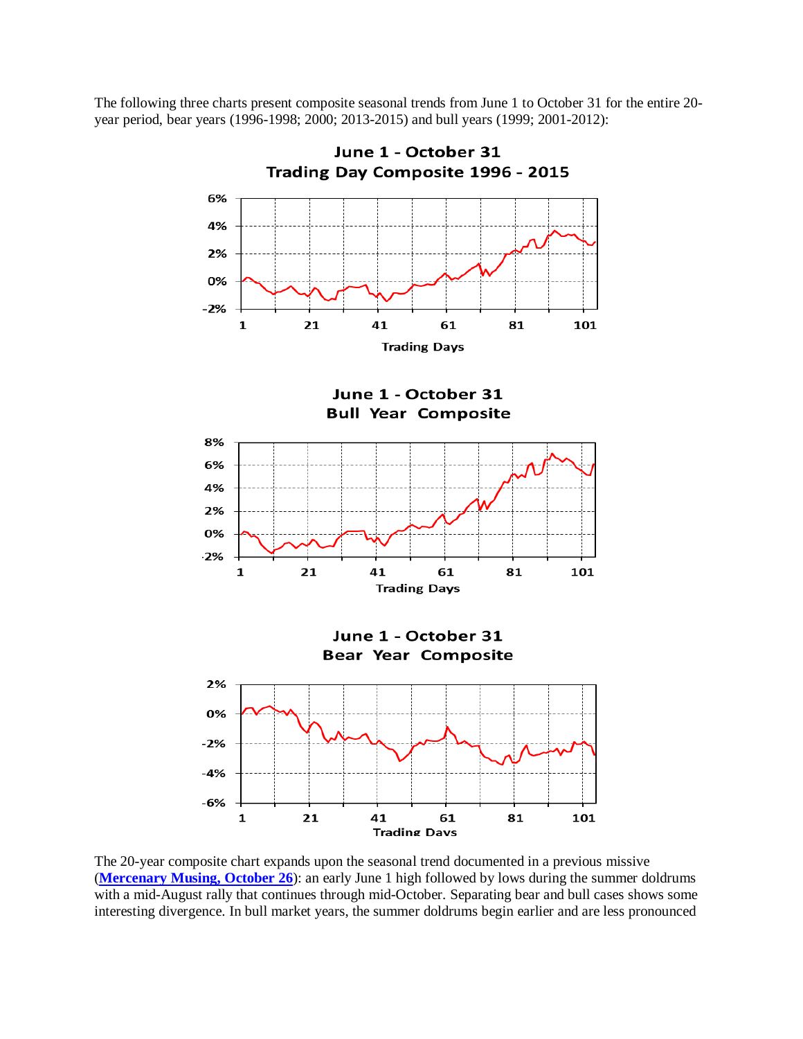The following three charts present composite seasonal trends from June 1 to October 31 for the entire 20-year period, bear years (1996-1998; 2000; 2013-2015) and bull years (1999; 2001-2012):

The 20-year composite chart expands upon the seasonal trend documented in a previous missive (**[Mercenary Musing, October 26](#)**): an early June 1 high followed by lows during the summer doldrums with a mid-August rally that continues through mid-October. Separating bear and bull cases shows some interesting divergence. In bull market years, the summer doldrums begin earlier and are less pronounced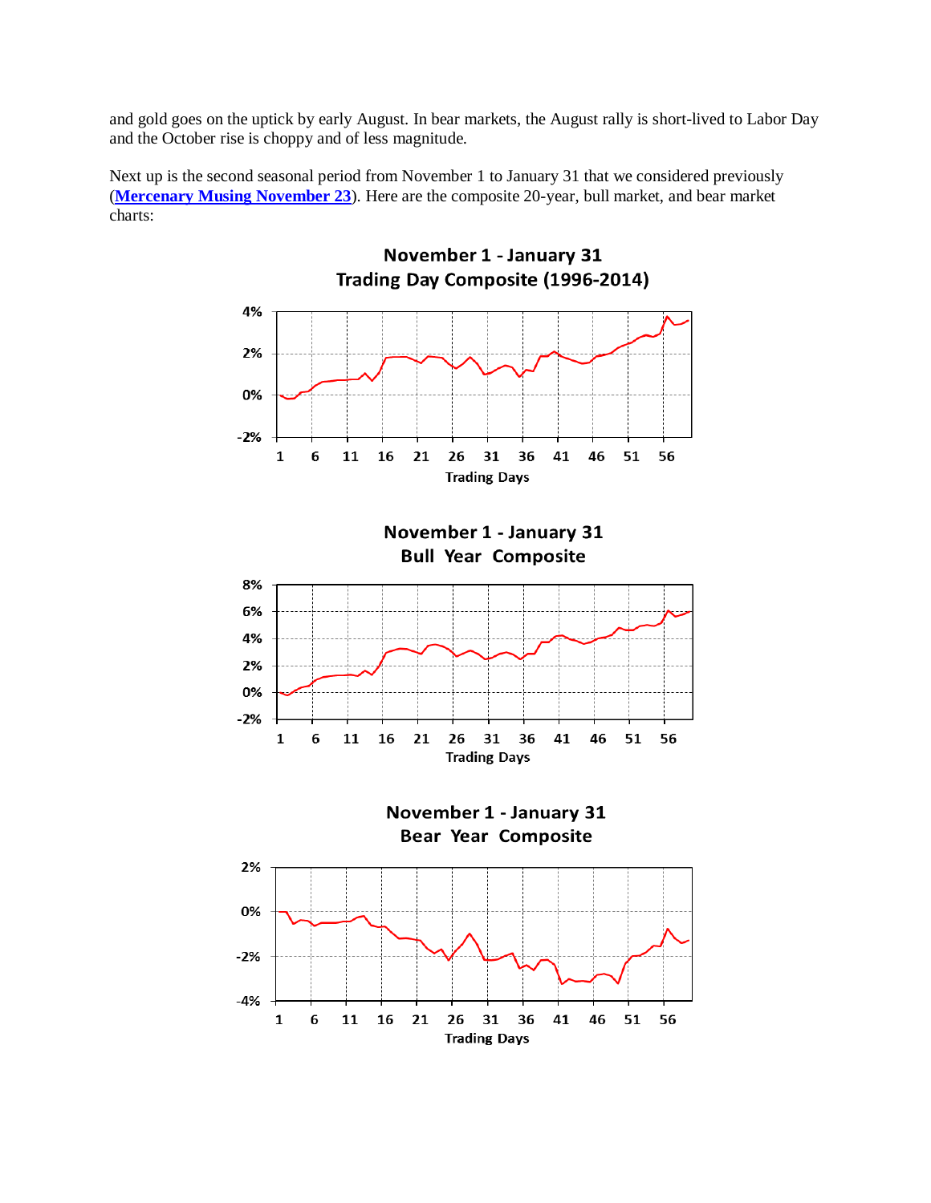and gold goes on the uptick by early August. In bear markets, the August rally is short-lived to Labor Day and the October rise is choppy and of less magnitude.

Next up is the second seasonal period from November 1 to January 31 that we considered previously (**Mercenary Musing November 23**). Here are the composite 20-year, bull market, and bear market charts:

**November 1 - January 31**
**Trading Day Composite (1996-2014)**

**November 1 - January 31**
**Bull Year Composite**

**November 1 - January 31**
**Bear Year Composite**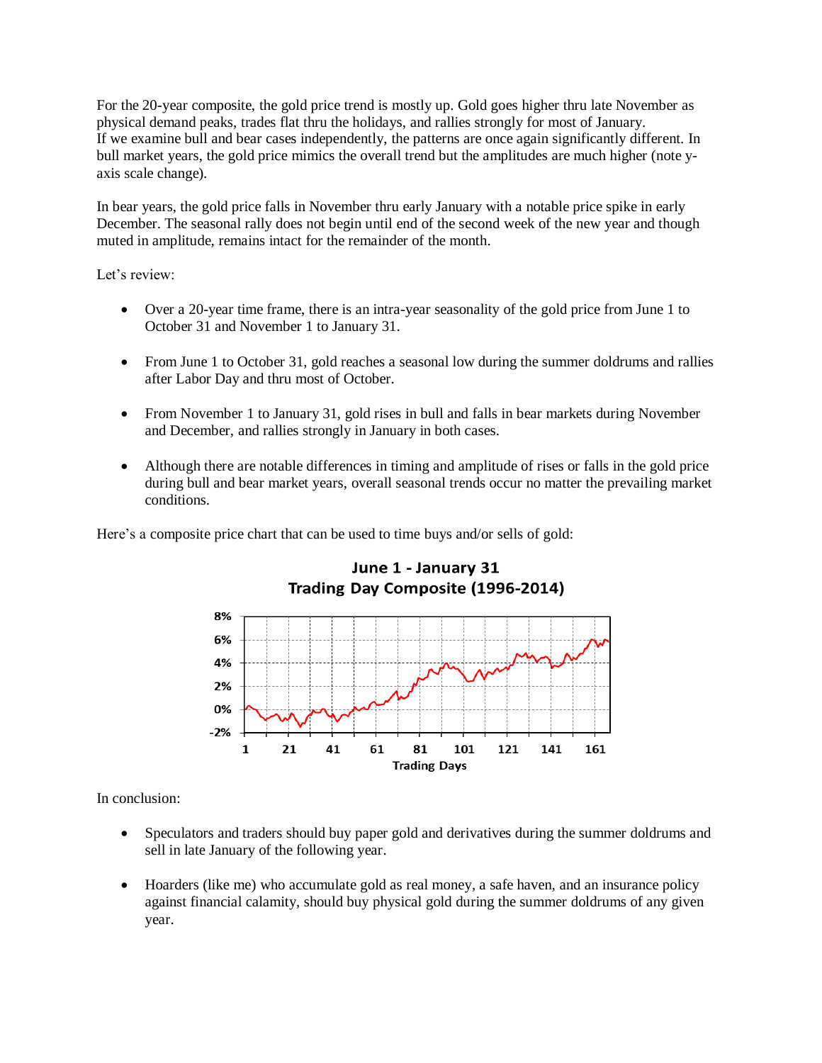For the 20-year composite, the gold price trend is mostly up. Gold goes higher thru late November as physical demand peaks, trades flat thru the holidays, and rallies strongly for most of January.
If we examine bull and bear cases independently, the patterns are once again significantly different. In bull market years, the gold price mimics the overall trend but the amplitudes are much higher (note y-axis scale change).

In bear years, the gold price falls in November thru early January with a notable price spike in early December. The seasonal rally does not begin until end of the second week of the new year and though muted in amplitude, remains intact for the remainder of the month.

Let's review:

- Over a 20-year time frame, there is an intra-year seasonality of the gold price from June 1 to October 31 and November 1 to January 31.

- From June 1 to October 31, gold reaches a seasonal low during the summer doldrums and rallies after Labor Day and thru most of October.

- From November 1 to January 31, gold rises in bull and falls in bear markets during November and December, and rallies strongly in January in both cases.

- Although there are notable differences in timing and amplitude of rises or falls in the gold price during bull and bear market years, overall seasonal trends occur no matter the prevailing market conditions.

Here's a composite price chart that can be used to time buys and/or sells of gold:

**June 1 - January 31**
**Trading Day Composite (1996-2014)**

In conclusion:

- Speculators and traders should buy paper gold and derivatives during the summer doldrums and sell in late January of the following year.

- Hoarders (like me) who accumulate gold as real money, a safe haven, and an insurance policy against financial calamity, should buy physical gold during the summer doldrums of any given year.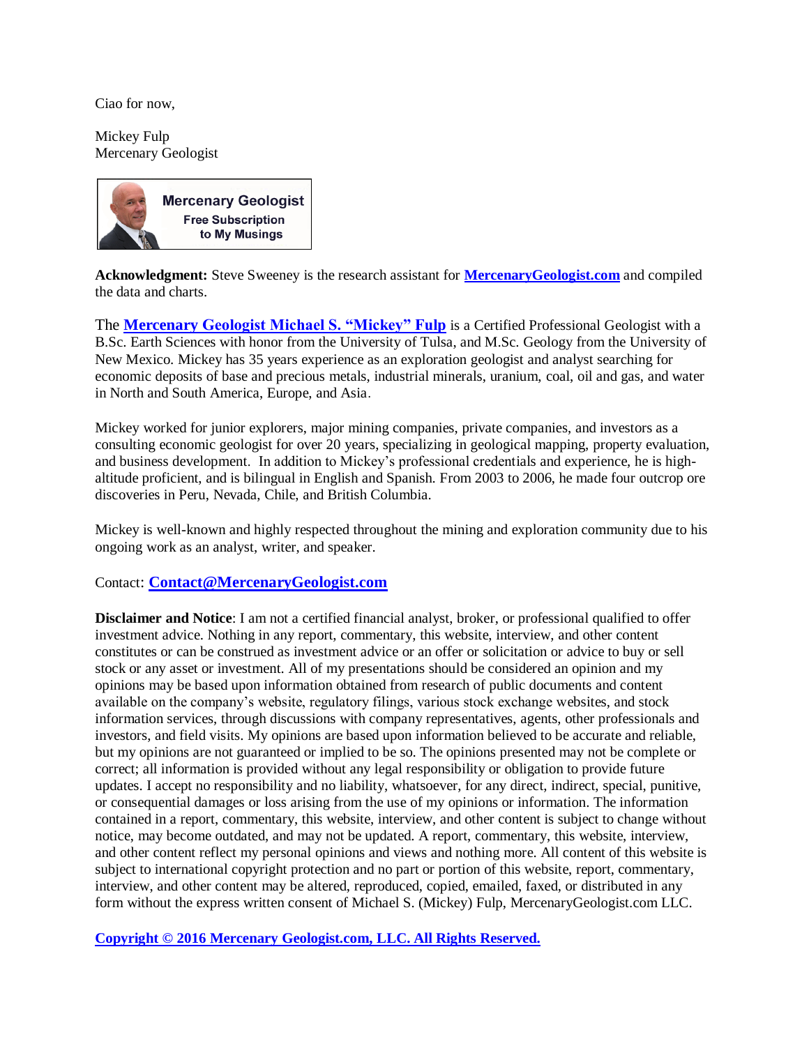Ciao for now,

Mickey Fulp
Mercenary Geologist

Mercenary Geologist
Free Subscription
to My Musings

**Acknowledgment:** Steve Sweeney is the research assistant for **MercenaryGeologist.com** and compiled the data and charts.

The **Mercenary Geologist Michael S. "Mickey" Fulp** is a Certified Professional Geologist with a B.Sc. Earth Sciences with honor from the University of Tulsa, and M.Sc. Geology from the University of New Mexico. Mickey has 35 years experience as an exploration geologist and analyst searching for economic deposits of base and precious metals, industrial minerals, uranium, coal, oil and gas, and water in North and South America, Europe, and Asia.

Mickey worked for junior explorers, major mining companies, private companies, and investors as a consulting economic geologist for over 20 years, specializing in geological mapping, property evaluation, and business development. In addition to Mickey's professional credentials and experience, he is high-altitude proficient, and is bilingual in English and Spanish. From 2003 to 2006, he made four outcrop ore discoveries in Peru, Nevada, Chile, and British Columbia.

Mickey is well-known and highly respected throughout the mining and exploration community due to his ongoing work as an analyst, writer, and speaker.

Contact: **Contact@MercenaryGeologist.com**

**Disclaimer and Notice**: I am not a certified financial analyst, broker, or professional qualified to offer investment advice. Nothing in any report, commentary, this website, interview, and other content constitutes or can be construed as investment advice or an offer or solicitation or advice to buy or sell stock or any asset or investment. All of my presentations should be considered an opinion and my opinions may be based upon information obtained from research of public documents and content available on the company's website, regulatory filings, various stock exchange websites, and stock information services, through discussions with company representatives, agents, other professionals and investors, and field visits. My opinions are based upon information believed to be accurate and reliable, but my opinions are not guaranteed or implied to be so. The opinions presented may not be complete or correct; all information is provided without any legal responsibility or obligation to provide future updates. I accept no responsibility and no liability, whatsoever, for any direct, indirect, special, punitive, or consequential damages or loss arising from the use of my opinions or information. The information contained in a report, commentary, this website, interview, and other content is subject to change without notice, may become outdated, and may not be updated. A report, commentary, this website, interview, and other content reflect my personal opinions and views and nothing more. All content of this website is subject to international copyright protection and no part or portion of this website, report, commentary, interview, and other content may be altered, reproduced, copied, emailed, faxed, or distributed in any form without the express written consent of Michael S. (Mickey) Fulp, MercenaryGeologist.com LLC.

**Copyright © 2016 Mercenary Geologist.com, LLC. All Rights Reserved.**